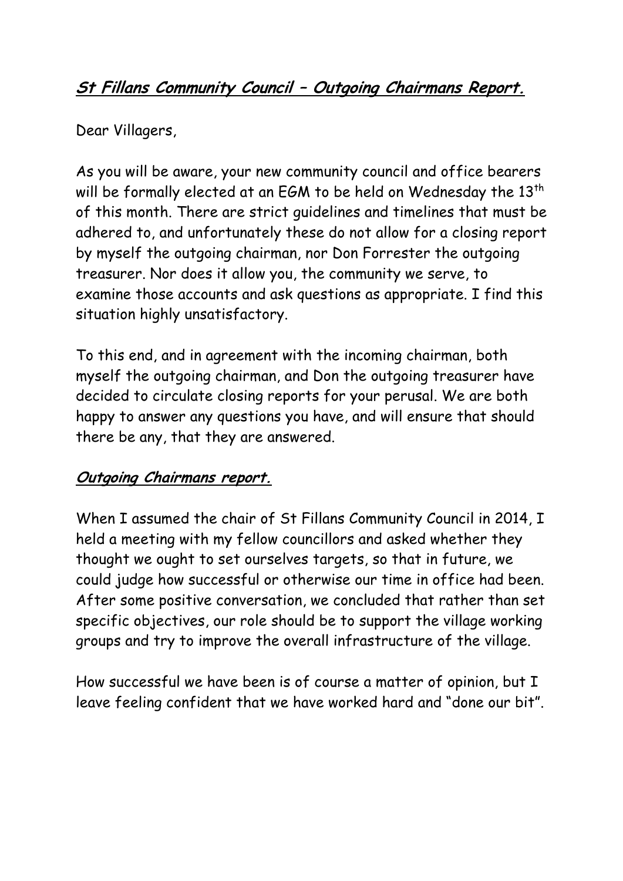# ***St Fillans Community Council – Outgoing Chairmans Report.***

Dear Villagers,

As you will be aware, your new community council and office bearers will be formally elected at an EGM to be held on Wednesday the 13th of this month. There are strict guidelines and timelines that must be adhered to, and unfortunately these do not allow for a closing report by myself the outgoing chairman, nor Don Forrester the outgoing treasurer. Nor does it allow you, the community we serve, to examine those accounts and ask questions as appropriate. I find this situation highly unsatisfactory.

To this end, and in agreement with the incoming chairman, both myself the outgoing chairman, and Don the outgoing treasurer have decided to circulate closing reports for your perusal. We are both happy to answer any questions you have, and will ensure that should there be any, that they are answered.

## ***Outgoing Chairmans report.***

When I assumed the chair of St Fillans Community Council in 2014, I held a meeting with my fellow councillors and asked whether they thought we ought to set ourselves targets, so that in future, we could judge how successful or otherwise our time in office had been. After some positive conversation, we concluded that rather than set specific objectives, our role should be to support the village working groups and try to improve the overall infrastructure of the village.

How successful we have been is of course a matter of opinion, but I leave feeling confident that we have worked hard and "done our bit".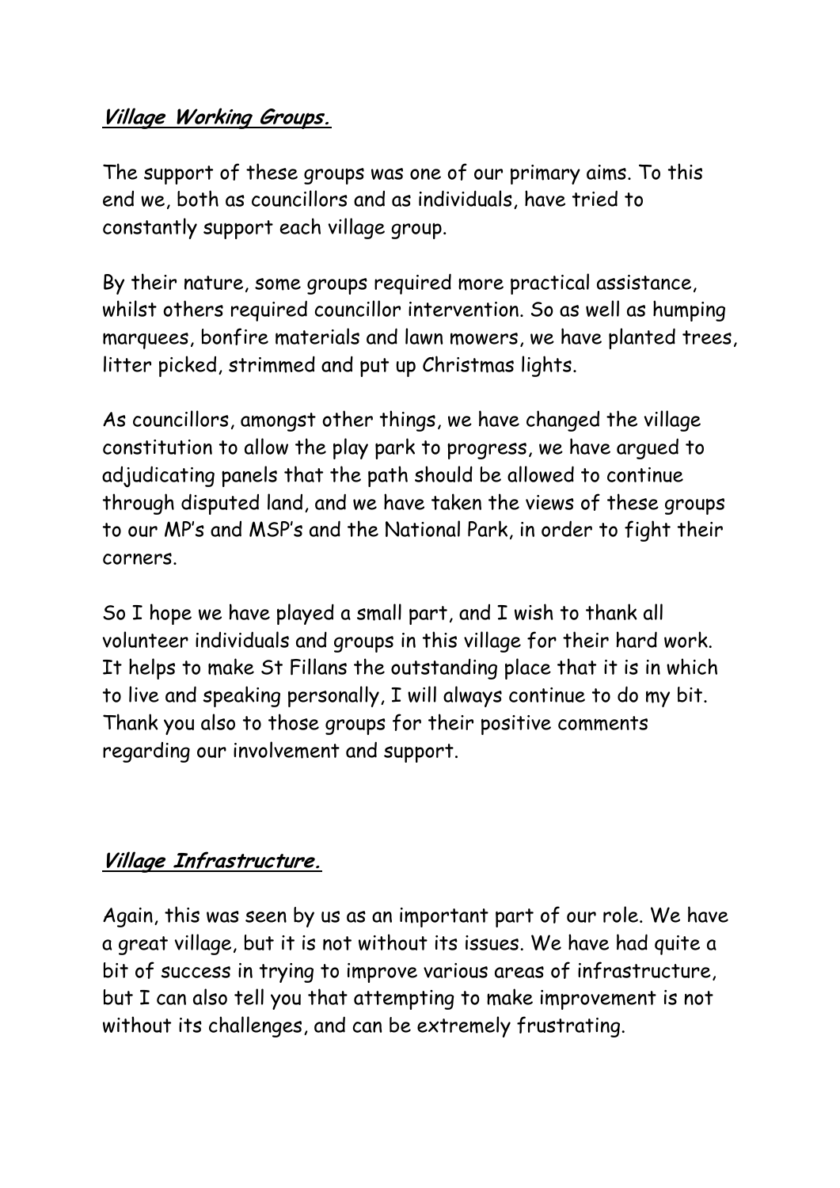## ***Village Working Groups.***

The support of these groups was one of our primary aims. To this end we, both as councillors and as individuals, have tried to constantly support each village group.

By their nature, some groups required more practical assistance, whilst others required councillor intervention. So as well as humping marquees, bonfire materials and lawn mowers, we have planted trees, litter picked, strimmed and put up Christmas lights.

As councillors, amongst other things, we have changed the village constitution to allow the play park to progress, we have argued to adjudicating panels that the path should be allowed to continue through disputed land, and we have taken the views of these groups to our MP's and MSP's and the National Park, in order to fight their corners.

So I hope we have played a small part, and I wish to thank all volunteer individuals and groups in this village for their hard work. It helps to make St Fillans the outstanding place that it is in which to live and speaking personally, I will always continue to do my bit. Thank you also to those groups for their positive comments regarding our involvement and support.

## ***Village Infrastructure.***

Again, this was seen by us as an important part of our role. We have a great village, but it is not without its issues. We have had quite a bit of success in trying to improve various areas of infrastructure, but I can also tell you that attempting to make improvement is not without its challenges, and can be extremely frustrating.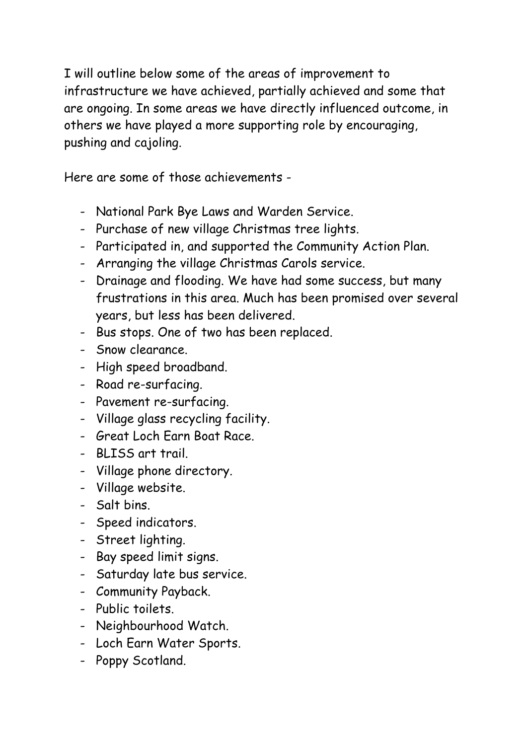I will outline below some of the areas of improvement to infrastructure we have achieved, partially achieved and some that are ongoing. In some areas we have directly influenced outcome, in others we have played a more supporting role by encouraging, pushing and cajoling.

Here are some of those achievements -

- National Park Bye Laws and Warden Service.
- Purchase of new village Christmas tree lights.
- Participated in, and supported the Community Action Plan.
- Arranging the village Christmas Carols service.
- Drainage and flooding. We have had some success, but many frustrations in this area. Much has been promised over several years, but less has been delivered.
- Bus stops. One of two has been replaced.
- Snow clearance.
- High speed broadband.
- Road re-surfacing.
- Pavement re-surfacing.
- Village glass recycling facility.
- Great Loch Earn Boat Race.
- BLISS art trail.
- Village phone directory.
- Village website.
- Salt bins.
- Speed indicators.
- Street lighting.
- Bay speed limit signs.
- Saturday late bus service.
- Community Payback.
- Public toilets.
- Neighbourhood Watch.
- Loch Earn Water Sports.
- Poppy Scotland.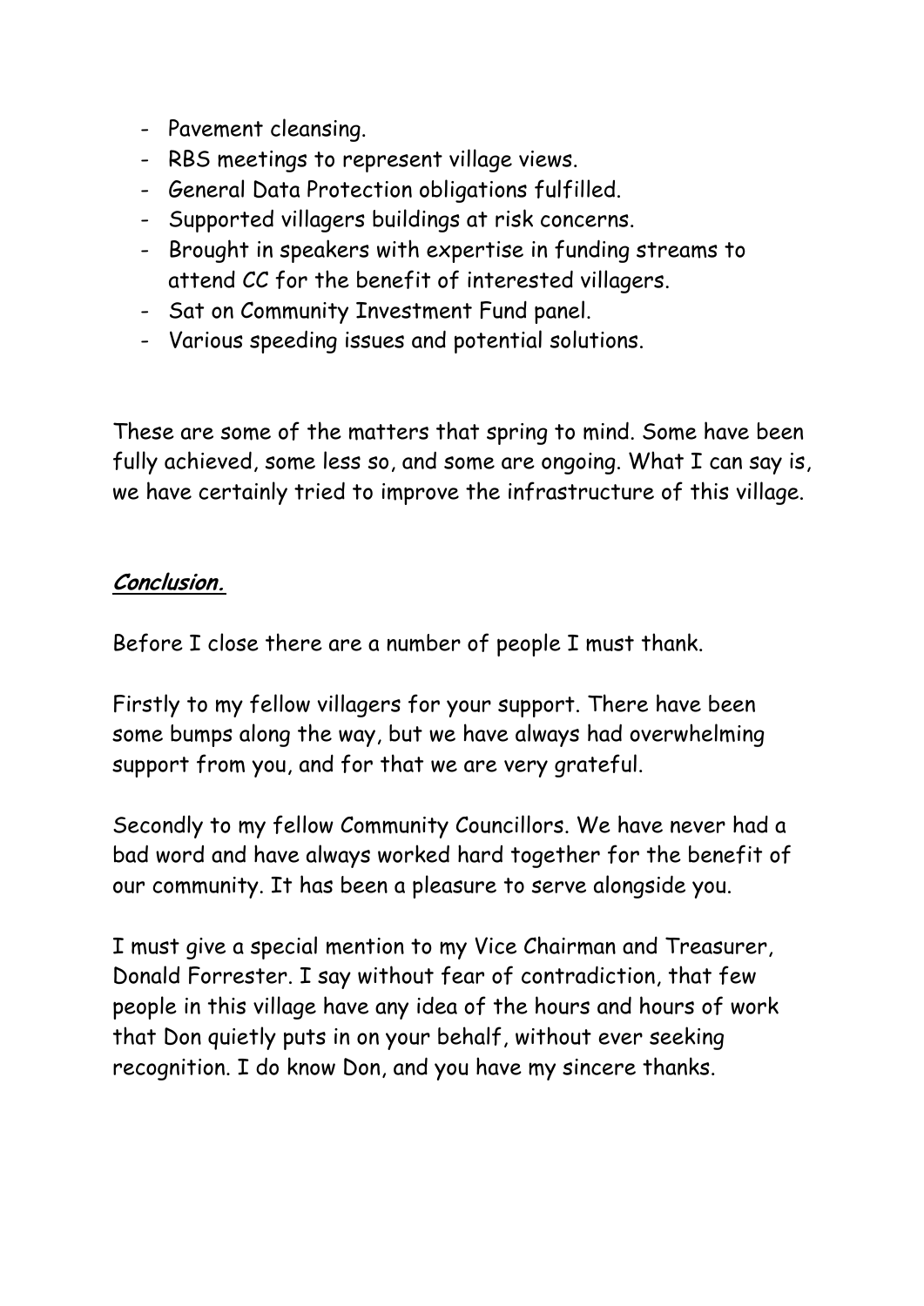- Pavement cleansing.
- RBS meetings to represent village views.
- General Data Protection obligations fulfilled.
- Supported villagers buildings at risk concerns.
- Brought in speakers with expertise in funding streams to attend CC for the benefit of interested villagers.
- Sat on Community Investment Fund panel.
- Various speeding issues and potential solutions.

These are some of the matters that spring to mind. Some have been fully achieved, some less so, and some are ongoing. What I can say is, we have certainly tried to improve the infrastructure of this village.

***Conclusion.***

Before I close there are a number of people I must thank.

Firstly to my fellow villagers for your support. There have been some bumps along the way, but we have always had overwhelming support from you, and for that we are very grateful.

Secondly to my fellow Community Councillors. We have never had a bad word and have always worked hard together for the benefit of our community. It has been a pleasure to serve alongside you.

I must give a special mention to my Vice Chairman and Treasurer, Donald Forrester. I say without fear of contradiction, that few people in this village have any idea of the hours and hours of work that Don quietly puts in on your behalf, without ever seeking recognition. I do know Don, and you have my sincere thanks.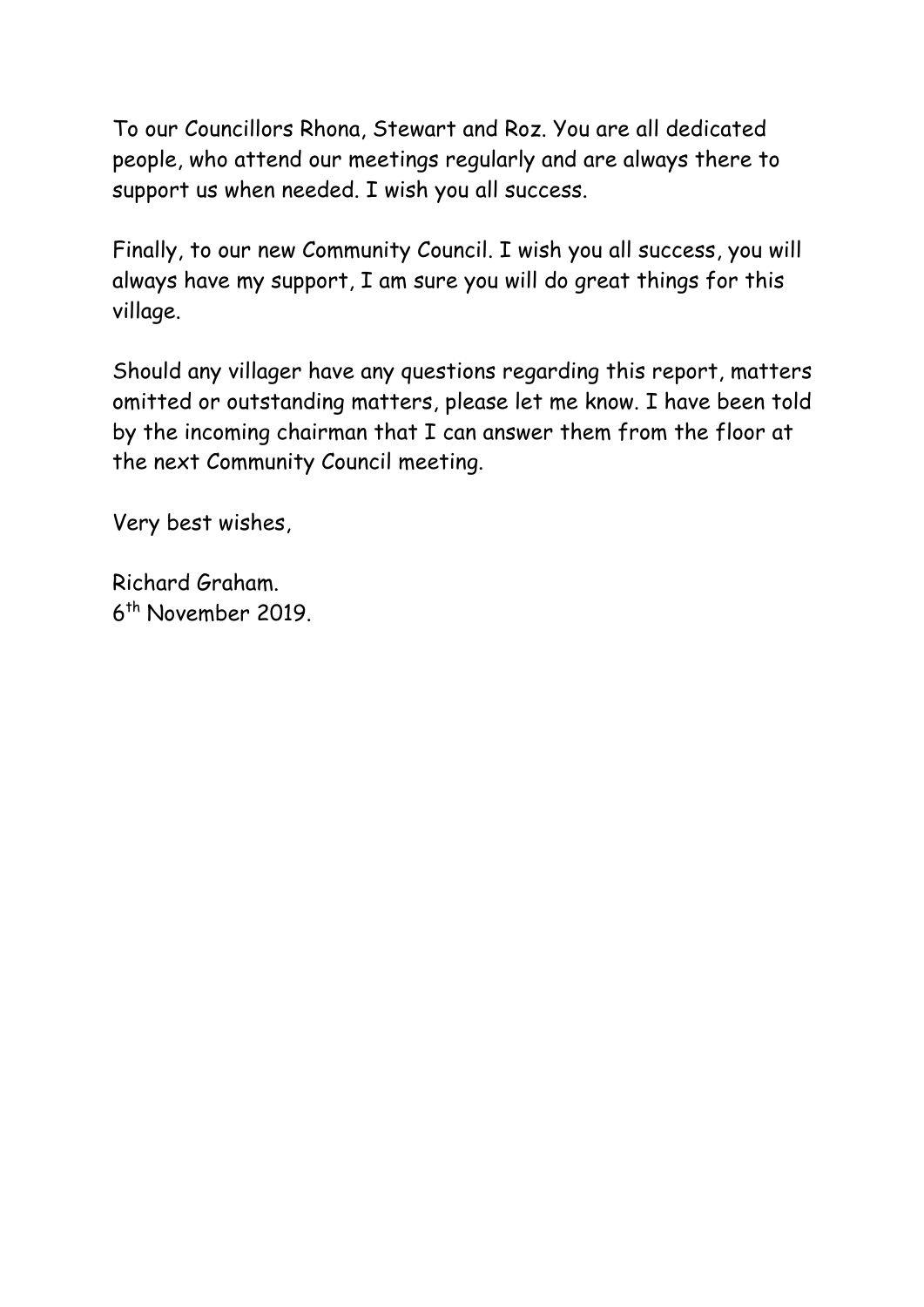To our Councillors Rhona, Stewart and Roz. You are all dedicated people, who attend our meetings regularly and are always there to support us when needed. I wish you all success.

Finally, to our new Community Council. I wish you all success, you will always have my support, I am sure you will do great things for this village.

Should any villager have any questions regarding this report, matters omitted or outstanding matters, please let me know. I have been told by the incoming chairman that I can answer them from the floor at the next Community Council meeting.

Very best wishes,

Richard Graham.
6th November 2019.